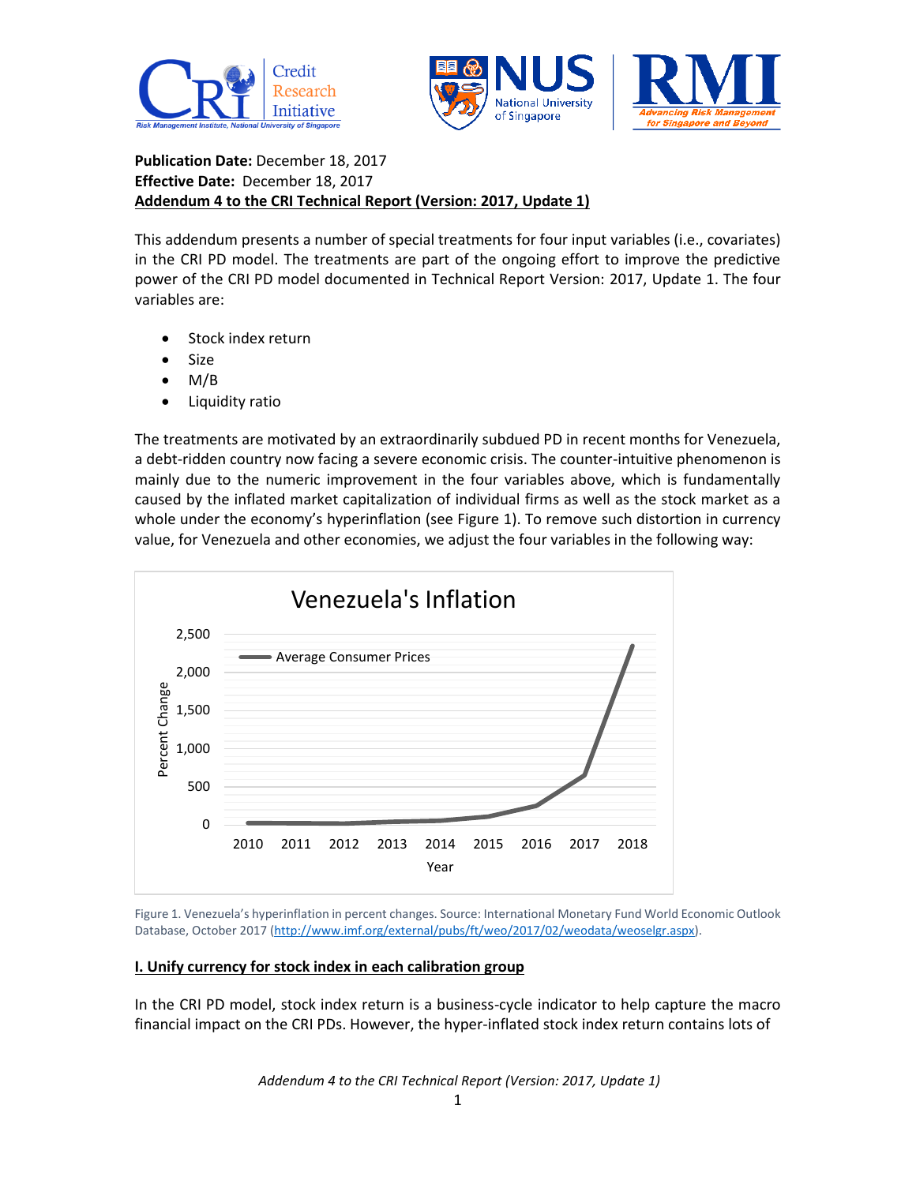**Publication Date:** December 18, 2017
**Effective Date:** December 18, 2017
**Addendum 4 to the CRI Technical Report (Version: 2017, Update 1)**

This addendum presents a number of special treatments for four input variables (i.e., covariates) in the CRI PD model. The treatments are part of the ongoing effort to improve the predictive power of the CRI PD model documented in Technical Report Version: 2017, Update 1. The four variables are:

- Stock index return
- Size
- M/B
- Liquidity ratio

The treatments are motivated by an extraordinarily subdued PD in recent months for Venezuela, a debt-ridden country now facing a severe economic crisis. The counter-intuitive phenomenon is mainly due to the numeric improvement in the four variables above, which is fundamentally caused by the inflated market capitalization of individual firms as well as the stock market as a whole under the economy's hyperinflation (see Figure 1). To remove such distortion in currency value, for Venezuela and other economies, we adjust the four variables in the following way:

Figure 1. Venezuela's hyperinflation in percent changes. Source: International Monetary Fund World Economic Outlook Database, October 2017 (http://www.imf.org/external/pubs/ft/weo/2017/02/weodata/weoselgr.aspx).

## I. Unify currency for stock index in each calibration group

In the CRI PD model, stock index return is a business-cycle indicator to help capture the macro financial impact on the CRI PDs. However, the hyper-inflated stock index return contains lots of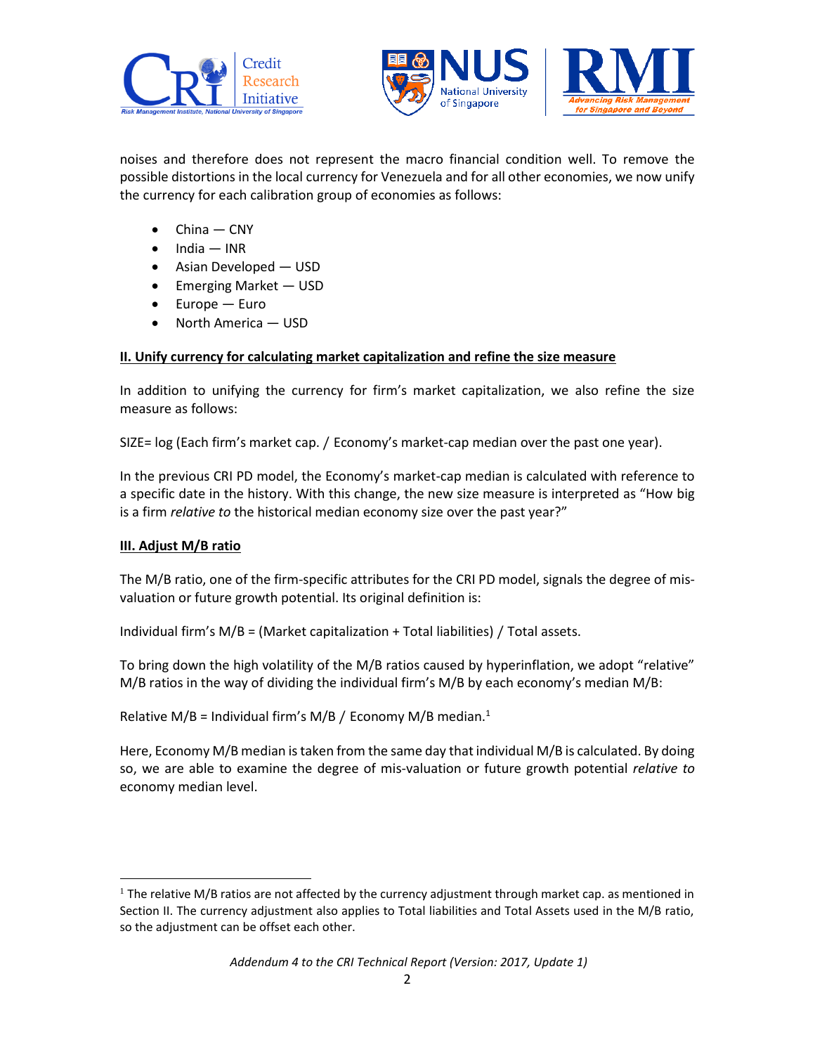noises and therefore does not represent the macro financial condition well. To remove the possible distortions in the local currency for Venezuela and for all other economies, we now unify the currency for each calibration group of economies as follows:

- China — CNY
- India — INR
- Asian Developed — USD
- Emerging Market — USD
- Europe — Euro
- North America — USD

**II. Unify currency for calculating market capitalization and refine the size measure**

In addition to unifying the currency for firm's market capitalization, we also refine the size measure as follows:

SIZE= log (Each firm's market cap. / Economy's market-cap median over the past one year).

In the previous CRI PD model, the Economy's market-cap median is calculated with reference to a specific date in the history. With this change, the new size measure is interpreted as "How big is a firm *relative to* the historical median economy size over the past year?"

**III. Adjust M/B ratio**

The M/B ratio, one of the firm-specific attributes for the CRI PD model, signals the degree of mis-valuation or future growth potential. Its original definition is:

Individual firm's M/B = (Market capitalization + Total liabilities) / Total assets.

To bring down the high volatility of the M/B ratios caused by hyperinflation, we adopt "relative" M/B ratios in the way of dividing the individual firm's M/B by each economy's median M/B:

Relative M/B = Individual firm's M/B / Economy M/B median.[1]

Here, Economy M/B median is taken from the same day that individual M/B is calculated. By doing so, we are able to examine the degree of mis-valuation or future growth potential *relative to* economy median level.

[1] The relative M/B ratios are not affected by the currency adjustment through market cap. as mentioned in Section II. The currency adjustment also applies to Total liabilities and Total Assets used in the M/B ratio, so the adjustment can be offset each other.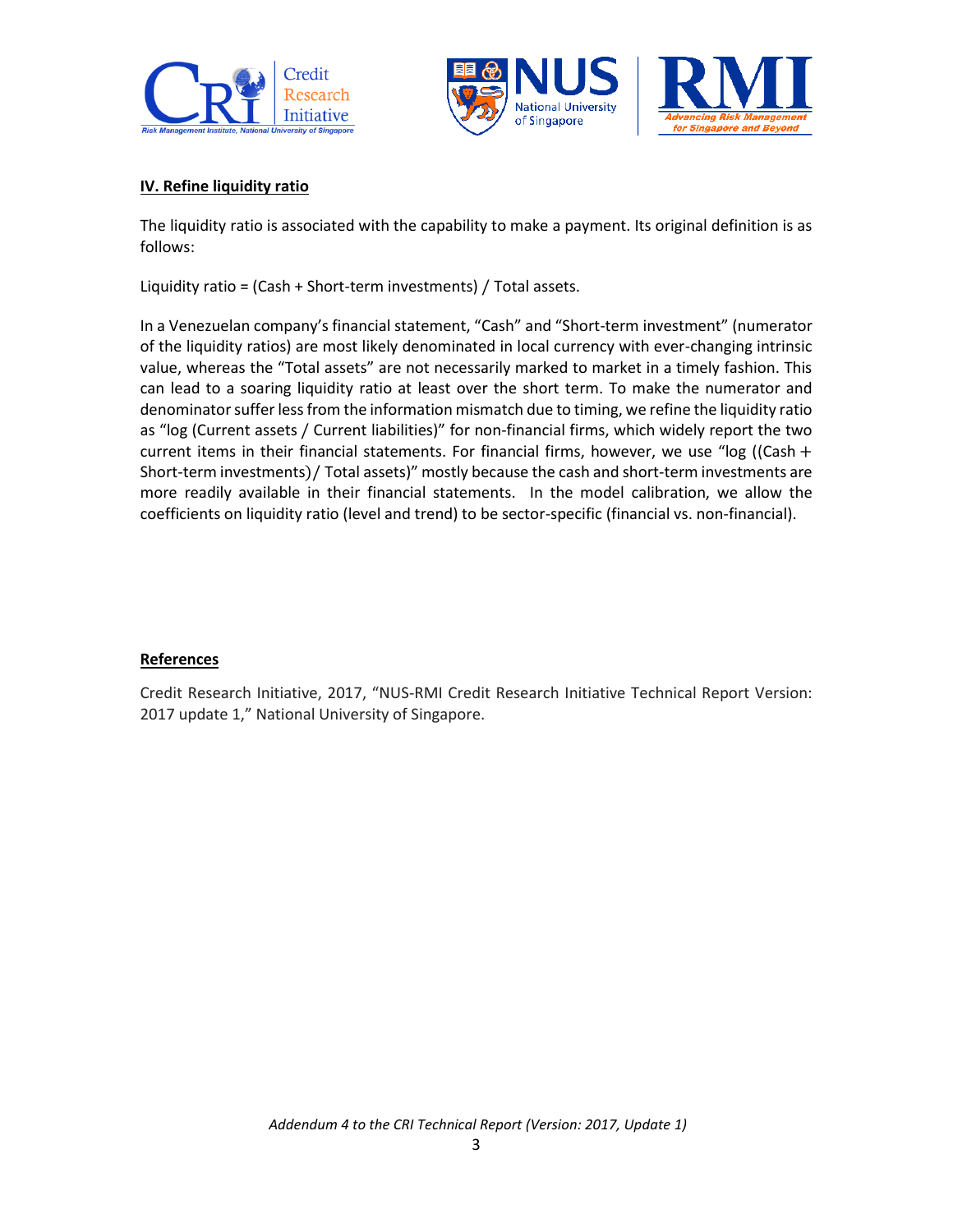## IV. Refine liquidity ratio

The liquidity ratio is associated with the capability to make a payment. Its original definition is as follows:

Liquidity ratio = (Cash + Short-term investments) / Total assets.

In a Venezuelan company's financial statement, "Cash" and "Short-term investment" (numerator of the liquidity ratios) are most likely denominated in local currency with ever-changing intrinsic value, whereas the "Total assets" are not necessarily marked to market in a timely fashion. This can lead to a soaring liquidity ratio at least over the short term. To make the numerator and denominator suffer less from the information mismatch due to timing, we refine the liquidity ratio as "log (Current assets / Current liabilities)" for non-financial firms, which widely report the two current items in their financial statements. For financial firms, however, we use "log ((Cash + Short-term investments) / Total assets)" mostly because the cash and short-term investments are more readily available in their financial statements. In the model calibration, we allow the coefficients on liquidity ratio (level and trend) to be sector-specific (financial vs. non-financial).

## References

Credit Research Initiative, 2017, "NUS-RMI Credit Research Initiative Technical Report Version: 2017 update 1," National University of Singapore.